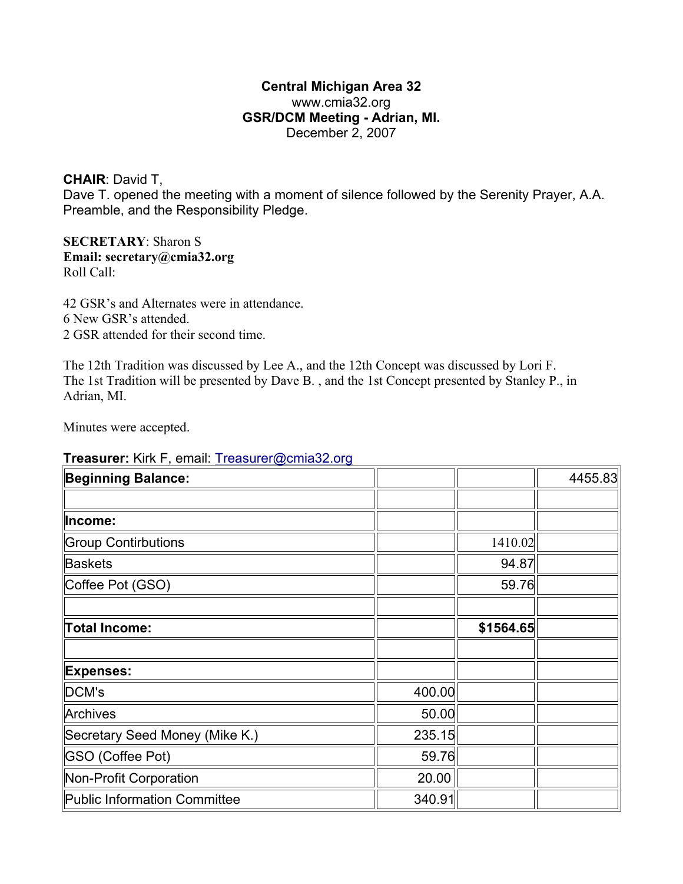**Central Michigan Area 32**
www.cmia32.org
**GSR/DCM Meeting - Adrian, MI.**
December 2, 2007

**CHAIR**: David T,
Dave T. opened the meeting with a moment of silence followed by the Serenity Prayer, A.A. Preamble, and the Responsibility Pledge.

**SECRETARY**: Sharon S
**Email: secretary@cmia32.org**
Roll Call:

42 GSR's and Alternates were in attendance.
6 New GSR's attended.
2 GSR attended for their second time.

The 12th Tradition was discussed by Lee A., and the 12th Concept was discussed by Lori F.
The 1st Tradition will be presented by Dave B. , and the 1st Concept presented by Stanley P., in Adrian, MI.

Minutes were accepted.

**Treasurer:** Kirk F, email: Treasurer@cmia32.org

| **Beginning Balance:** | | | 4455.83 |
|---|---|---|---|
| | | | |
| **Income:** | | | |
| Group Contirbutions | | 1410.02 | |
| Baskets | | 94.87 | |
| Coffee Pot (GSO) | | 59.76 | |
| | | | |
| **Total Income:** | | **$1564.65** | |
| | | | |
| **Expenses:** | | | |
| DCM's | 400.00 | | |
| Archives | 50.00 | | |
| Secretary Seed Money (Mike K.) | 235.15 | | |
| GSO (Coffee Pot) | 59.76 | | |
| Non-Profit Corporation | 20.00 | | |
| Public Information Committee | 340.91 | | |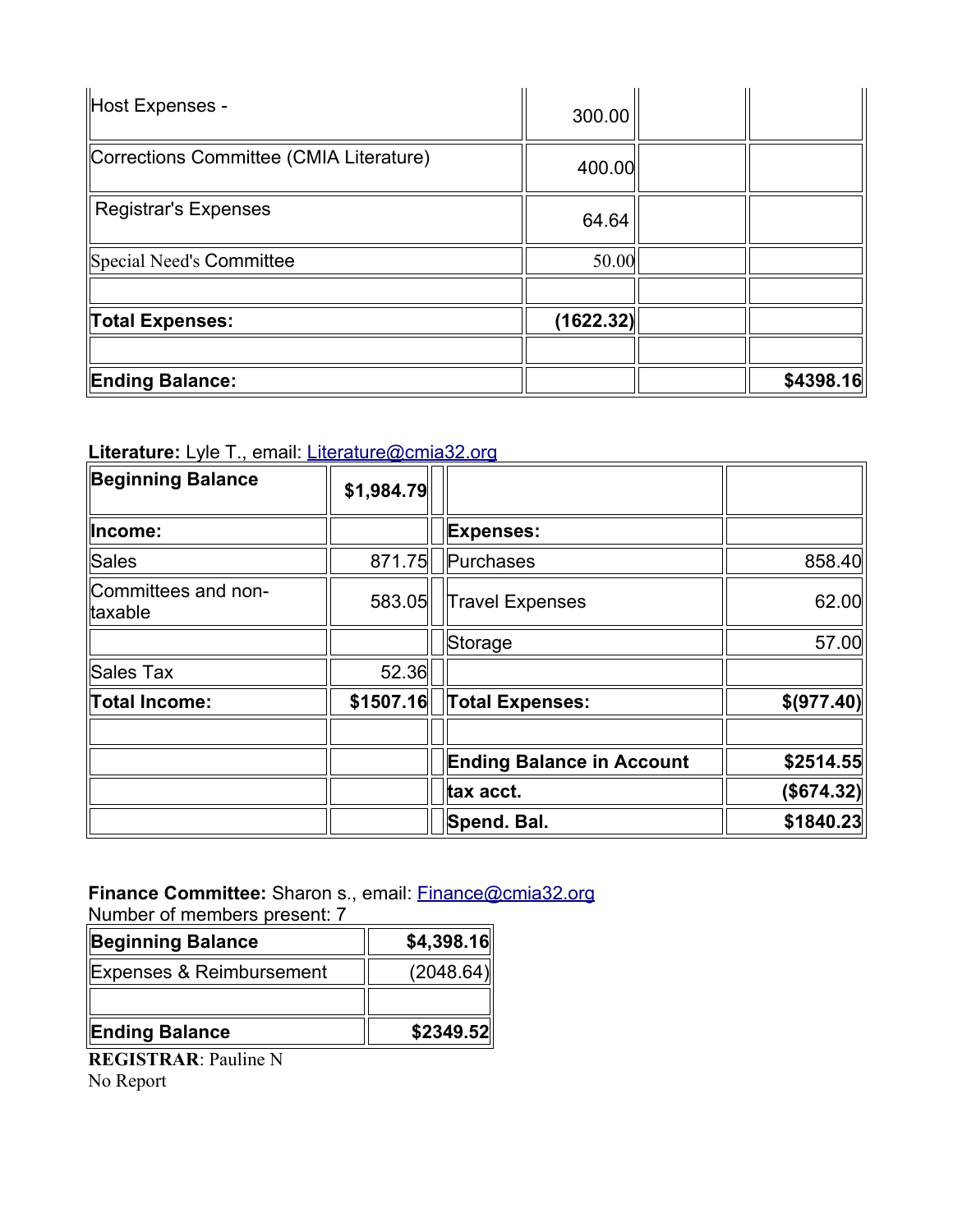| Host Expenses - | 300.00 | | |
| --- | --- | --- | --- |
| Corrections Committee (CMIA Literature) | 400.00 | | |
| Registrar's Expenses | 64.64 | | |
| Special Need's Committee | 50.00 | | |
| | | | |
| **Total Expenses:** | **(1622.32)** | | |
| | | | |
| **Ending Balance:** | | | **$4398.16** |

**Literature:** Lyle T., email: Literature@cmia32.org

| **Beginning Balance** | **$1,984.79** | | | |
| --- | --- | --- | --- | --- |
| **Income:** | | | **Expenses:** | |
| Sales | 871.75 | | Purchases | 858.40 |
| Committees and non-taxable | 583.05 | | Travel Expenses | 62.00 |
| | | | Storage | 57.00 |
| Sales Tax | 52.36 | | | |
| **Total Income:** | **$1507.16** | | **Total Expenses:** | **$(977.40)** |
| | | | | |
| | | | **Ending Balance in Account** | **$2514.55** |
| | | | **tax acct.** | **($674.32)** |
| | | | **Spend. Bal.** | **$1840.23** |

**Finance Committee:** Sharon s., email: Finance@cmia32.org
Number of members present: 7

| **Beginning Balance** | **$4,398.16** |
| --- | --- |
| Expenses & Reimbursement | (2048.64) |
| | |
| **Ending Balance** | **$2349.52** |

**REGISTRAR**: Pauline N
No Report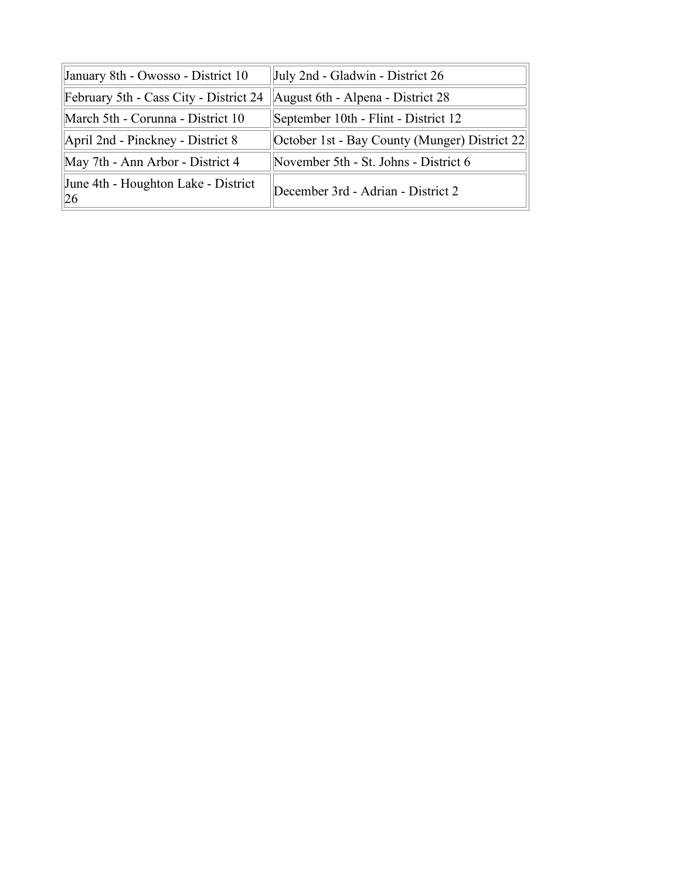| | |
|---|---|
| January 8th - Owosso - District 10 | July 2nd - Gladwin - District 26 |
| February 5th - Cass City - District 24 | August 6th - Alpena - District 28 |
| March 5th - Corunna - District 10 | September 10th - Flint - District 12 |
| April 2nd - Pinckney - District 8 | October 1st - Bay County (Munger) District 22 |
| May 7th - Ann Arbor - District 4 | November 5th - St. Johns - District 6 |
| June 4th - Houghton Lake - District 26 | December 3rd - Adrian - District 2 |